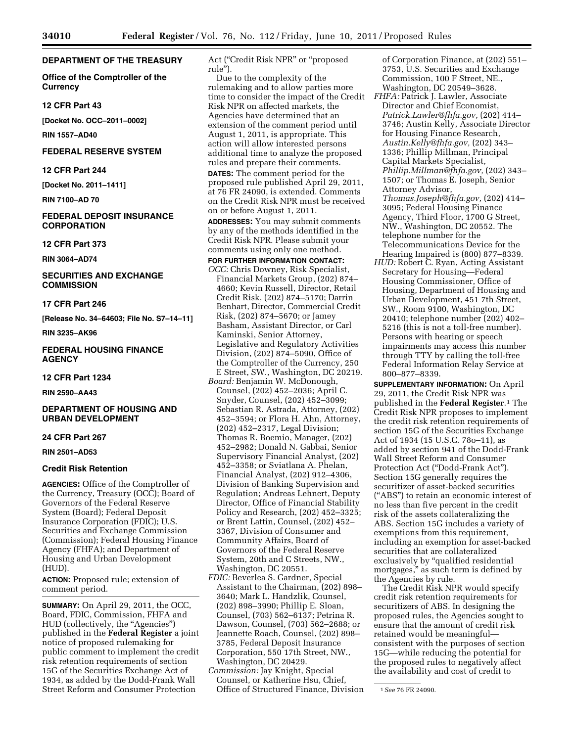## DEPARTMENT OF THE TREASURY

### Office of the Comptroller of the Currency

### 12 CFR Part 43

**[Docket No. OCC–2011–0002]**

**RIN 1557–AD40**

## FEDERAL RESERVE SYSTEM

### 12 CFR Part 244

**[Docket No. 2011–1411]**

**RIN 7100–AD 70**

## FEDERAL DEPOSIT INSURANCE CORPORATION

### 12 CFR Part 373

**RIN 3064–AD74**

## SECURITIES AND EXCHANGE COMMISSION

### 17 CFR Part 246

**[Release No. 34–64603; File No. S7–14–11]**

**RIN 3235–AK96**

## FEDERAL HOUSING FINANCE AGENCY

### 12 CFR Part 1234

**RIN 2590–AA43**

## DEPARTMENT OF HOUSING AND URBAN DEVELOPMENT

### 24 CFR Part 267

**RIN 2501–AD53**

### Credit Risk Retention

**AGENCIES:** Office of the Comptroller of the Currency, Treasury (OCC); Board of Governors of the Federal Reserve System (Board); Federal Deposit Insurance Corporation (FDIC); U.S. Securities and Exchange Commission (Commission); Federal Housing Finance Agency (FHFA); and Department of Housing and Urban Development (HUD).

**ACTION:** Proposed rule; extension of comment period.

**SUMMARY:** On April 29, 2011, the OCC, Board, FDIC, Commission, FHFA and HUD (collectively, the "Agencies") published in the **Federal Register** a joint notice of proposed rulemaking for public comment to implement the credit risk retention requirements of section 15G of the Securities Exchange Act of 1934, as added by the Dodd-Frank Wall Street Reform and Consumer Protection Act ("Credit Risk NPR" or "proposed rule").

Due to the complexity of the rulemaking and to allow parties more time to consider the impact of the Credit Risk NPR on affected markets, the Agencies have determined that an extension of the comment period until August 1, 2011, is appropriate. This action will allow interested persons additional time to analyze the proposed rules and prepare their comments.

**DATES:** The comment period for the proposed rule published April 29, 2011, at 76 FR 24090, is extended. Comments on the Credit Risk NPR must be received on or before August 1, 2011.

**ADDRESSES:** You may submit comments by any of the methods identified in the Credit Risk NPR. Please submit your comments using only one method.

**FOR FURTHER INFORMATION CONTACT:**

*OCC:* Chris Downey, Risk Specialist, Financial Markets Group, (202) 874–4660; Kevin Russell, Director, Retail Credit Risk, (202) 874–5170; Darrin Benhart, Director, Commercial Credit Risk, (202) 874–5670; or Jamey Basham, Assistant Director, or Carl Kaminski, Senior Attorney, Legislative and Regulatory Activities Division, (202) 874–5090, Office of the Comptroller of the Currency, 250 E Street, SW., Washington, DC 20219.

*Board:* Benjamin W. McDonough, Counsel, (202) 452–2036; April C. Snyder, Counsel, (202) 452–3099; Sebastian R. Astrada, Attorney, (202) 452–3594; or Flora H. Ahn, Attorney, (202) 452–2317, Legal Division; Thomas R. Boemio, Manager, (202) 452–2982; Donald N. Gabbai, Senior Supervisory Financial Analyst, (202) 452–3358; or Sviatlana A. Phelan, Financial Analyst, (202) 912–4306, Division of Banking Supervision and Regulation; Andreas Lehnert, Deputy Director, Office of Financial Stability Policy and Research, (202) 452–3325; or Brent Lattin, Counsel, (202) 452–3367, Division of Consumer and Community Affairs, Board of Governors of the Federal Reserve System, 20th and C Streets, NW., Washington, DC 20551.

*FDIC:* Beverlea S. Gardner, Special Assistant to the Chairman, (202) 898–3640; Mark L. Handzlik, Counsel, (202) 898–3990; Phillip E. Sloan, Counsel, (703) 562–6137; Petrina R. Dawson, Counsel, (703) 562–2688; or Jeannette Roach, Counsel, (202) 898–3785, Federal Deposit Insurance Corporation, 550 17th Street, NW., Washington, DC 20429.

*Commission:* Jay Knight, Special Counsel, or Katherine Hsu, Chief, Office of Structured Finance, Division of Corporation Finance, at (202) 551–3753, U.S. Securities and Exchange Commission, 100 F Street, NE., Washington, DC 20549–3628.

*FHFA:* Patrick J. Lawler, Associate Director and Chief Economist, *Patrick.Lawler@fhfa.gov,* (202) 414–3746; Austin Kelly, Associate Director for Housing Finance Research, *Austin.Kelly@fhfa.gov,* (202) 343–1336; Phillip Millman, Principal Capital Markets Specialist, *Phillip.Millman@fhfa.gov,* (202) 343–1507; or Thomas E. Joseph, Senior Attorney Advisor, *Thomas.Joseph@fhfa.gov,* (202) 414–3095; Federal Housing Finance Agency, Third Floor, 1700 G Street, NW., Washington, DC 20552. The telephone number for the Telecommunications Device for the Hearing Impaired is (800) 877–8339.

*HUD:* Robert C. Ryan, Acting Assistant Secretary for Housing—Federal Housing Commissioner, Office of Housing, Department of Housing and Urban Development, 451 7th Street, SW., Room 9100, Washington, DC 20410; telephone number (202) 402–5216 (this is not a toll-free number). Persons with hearing or speech impairments may access this number through TTY by calling the toll-free Federal Information Relay Service at 800–877–8339.

**SUPPLEMENTARY INFORMATION:** On April 29, 2011, the Credit Risk NPR was published in the **Federal Register**.[1] The Credit Risk NPR proposes to implement the credit risk retention requirements of section 15G of the Securities Exchange Act of 1934 (15 U.S.C. 78o–11), as added by section 941 of the Dodd-Frank Wall Street Reform and Consumer Protection Act ("Dodd-Frank Act"). Section 15G generally requires the securitizer of asset-backed securities ("ABS") to retain an economic interest of no less than five percent in the credit risk of the assets collateralizing the ABS. Section 15G includes a variety of exemptions from this requirement, including an exemption for asset-backed securities that are collateralized exclusively by "qualified residential mortgages," as such term is defined by the Agencies by rule.

The Credit Risk NPR would specify credit risk retention requirements for securitizers of ABS. In designing the proposed rules, the Agencies sought to ensure that the amount of credit risk retained would be meaningful—consistent with the purposes of section 15G—while reducing the potential for the proposed rules to negatively affect the availability and cost of credit to

[1] *See* 76 FR 24090.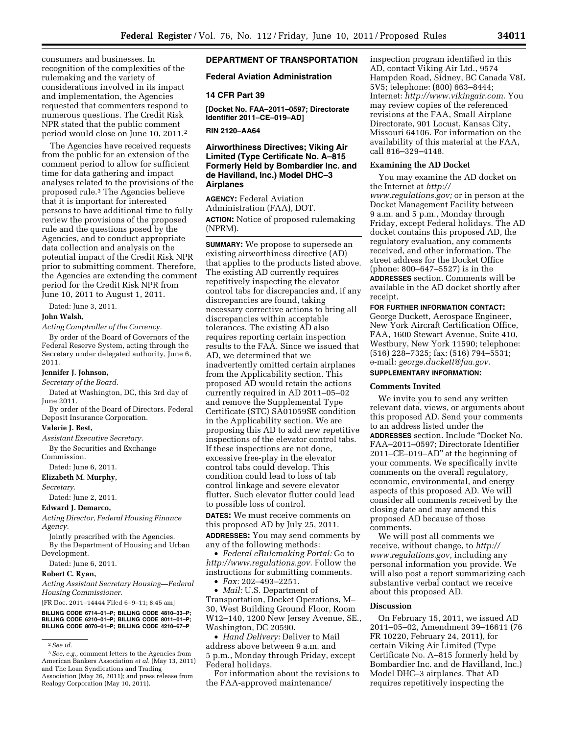consumers and businesses. In recognition of the complexities of the rulemaking and the variety of considerations involved in its impact and implementation, the Agencies requested that commenters respond to numerous questions. The Credit Risk NPR stated that the public comment period would close on June 10, 2011.[2]

The Agencies have received requests from the public for an extension of the comment period to allow for sufficient time for data gathering and impact analyses related to the provisions of the proposed rule.[3] The Agencies believe that it is important for interested persons to have additional time to fully review the provisions of the proposed rule and the questions posed by the Agencies, and to conduct appropriate data collection and analysis on the potential impact of the Credit Risk NPR prior to submitting comment. Therefore, the Agencies are extending the comment period for the Credit Risk NPR from June 10, 2011 to August 1, 2011.

Dated: June 3, 2011.

**John Walsh,**

*Acting Comptroller of the Currency.*

By order of the Board of Governors of the Federal Reserve System, acting through the Secretary under delegated authority, June 6, 2011.

**Jennifer J. Johnson,**

*Secretary of the Board.*

Dated at Washington, DC, this 3rd day of June 2011.

By order of the Board of Directors. Federal Deposit Insurance Corporation.

**Valerie J. Best,**

*Assistant Executive Secretary.*

By the Securities and Exchange Commission.

Dated: June 6, 2011.

**Elizabeth M. Murphy,**

*Secretary.*

Dated: June 2, 2011.

**Edward J. Demarco,**

*Acting Director, Federal Housing Finance Agency.*

Jointly prescribed with the Agencies.

By the Department of Housing and Urban Development.

Dated: June 6, 2011.

**Robert C. Ryan,**

*Acting Assistant Secretary Housing—Federal Housing Commissioner.*

[FR Doc. 2011–14444 Filed 6–9–11; 8:45 am]

**BILLING CODE 6714–01–P; BILLING CODE 4810–33–P; BILLING CODE 6210–01–P; BILLING CODE 8011–01–P; BILLING CODE 8070–01–P; BILLING CODE 4210–67–P**

[2] *See id.*

[3] *See, e.g.,* comment letters to the Agencies from American Bankers Association *et al.* (May 13, 2011) and The Loan Syndications and Trading Association (May 26, 2011); and press release from Realogy Corporation (May 10, 2011).

## DEPARTMENT OF TRANSPORTATION

### Federal Aviation Administration

### 14 CFR Part 39

**[Docket No. FAA–2011–0597; Directorate Identifier 2011–CE–019–AD]**

**RIN 2120–AA64**

### Airworthiness Directives; Viking Air Limited (Type Certificate No. A–815 Formerly Held by Bombardier Inc. and de Havilland, Inc.) Model DHC–3 Airplanes

**AGENCY:** Federal Aviation Administration (FAA), DOT.

**ACTION:** Notice of proposed rulemaking (NPRM).

**SUMMARY:** We propose to supersede an existing airworthiness directive (AD) that applies to the products listed above. The existing AD currently requires repetitively inspecting the elevator control tabs for discrepancies and, if any discrepancies are found, taking necessary corrective actions to bring all discrepancies within acceptable tolerances. The existing AD also requires reporting certain inspection results to the FAA. Since we issued that AD, we determined that we inadvertently omitted certain airplanes from the Applicability section. This proposed AD would retain the actions currently required in AD 2011–05–02 and remove the Supplemental Type Certificate (STC) SA01059SE condition in the Applicability section. We are proposing this AD to add new repetitive inspections of the elevator control tabs. If these inspections are not done, excessive free-play in the elevator control tabs could develop. This condition could lead to loss of tab control linkage and severe elevator flutter. Such elevator flutter could lead to possible loss of control.

**DATES:** We must receive comments on this proposed AD by July 25, 2011.

**ADDRESSES:** You may send comments by any of the following methods:

- *Federal eRulemaking Portal:* Go to *http://www.regulations.gov.* Follow the instructions for submitting comments.
- *Fax:* 202–493–2251.
- *Mail:* U.S. Department of Transportation, Docket Operations, M–30, West Building Ground Floor, Room W12–140, 1200 New Jersey Avenue, SE., Washington, DC 20590.
- *Hand Delivery:* Deliver to Mail address above between 9 a.m. and 5 p.m., Monday through Friday, except Federal holidays.

For information about the revisions to the FAA-approved maintenance/inspection program identified in this AD, contact Viking Air Ltd., 9574 Hampden Road, Sidney, BC Canada V8L 5V5; telephone: (800) 663–8444; Internet: *http://www.vikingair.com.* You may review copies of the referenced revisions at the FAA, Small Airplane Directorate, 901 Locust, Kansas City, Missouri 64106. For information on the availability of this material at the FAA, call 816–329–4148.

#### Examining the AD Docket

You may examine the AD docket on the Internet at *http://www.regulations.gov;* or in person at the Docket Management Facility between 9 a.m. and 5 p.m., Monday through Friday, except Federal holidays. The AD docket contains this proposed AD, the regulatory evaluation, any comments received, and other information. The street address for the Docket Office (phone: 800–647–5527) is in the **ADDRESSES** section. Comments will be available in the AD docket shortly after receipt.

**FOR FURTHER INFORMATION CONTACT:** George Duckett, Aerospace Engineer, New York Aircraft Certification Office, FAA, 1600 Stewart Avenue, Suite 410, Westbury, New York 11590; telephone: (516) 228–7325; fax: (516) 794–5531; e-mail: *george.duckett@faa.gov.*

**SUPPLEMENTARY INFORMATION:**

#### Comments Invited

We invite you to send any written relevant data, views, or arguments about this proposed AD. Send your comments to an address listed under the **ADDRESSES** section. Include "Docket No. FAA–2011–0597; Directorate Identifier 2011–CE–019–AD" at the beginning of your comments. We specifically invite comments on the overall regulatory, economic, environmental, and energy aspects of this proposed AD. We will consider all comments received by the closing date and may amend this proposed AD because of those comments.

We will post all comments we receive, without change, to *http://www.regulations.gov,* including any personal information you provide. We will also post a report summarizing each substantive verbal contact we receive about this proposed AD.

#### Discussion

On February 15, 2011, we issued AD 2011–05–02, Amendment 39–16611 (76 FR 10220, February 24, 2011), for certain Viking Air Limited (Type Certificate No. A–815 formerly held by Bombardier Inc. and de Havilland, Inc.) Model DHC–3 airplanes. That AD requires repetitively inspecting the